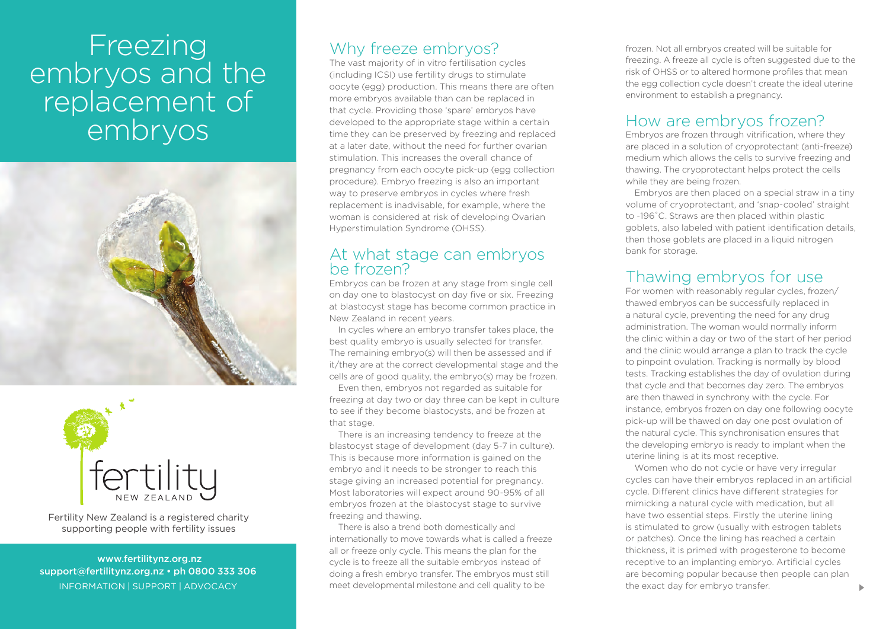# Freezing embryos and the replacement of embryos

fertility NEW ZEALAND

Fertility New Zealand is a registered charity supporting people with fertility issues

www.fertilitynz.org.nz
support@fertilitynz.org.nz • ph 0800 333 306
INFORMATION | SUPPORT | ADVOCACY

## Why freeze embryos?

The vast majority of in vitro fertilisation cycles (including ICSI) use fertility drugs to stimulate oocyte (egg) production. This means there are often more embryos available than can be replaced in that cycle. Providing those 'spare' embryos have developed to the appropriate stage within a certain time they can be preserved by freezing and replaced at a later date, without the need for further ovarian stimulation. This increases the overall chance of pregnancy from each oocyte pick-up (egg collection procedure). Embryo freezing is also an important way to preserve embryos in cycles where fresh replacement is inadvisable, for example, where the woman is considered at risk of developing Ovarian Hyperstimulation Syndrome (OHSS).

## At what stage can embryos be frozen?

Embryos can be frozen at any stage from single cell on day one to blastocyst on day five or six. Freezing at blastocyst stage has become common practice in New Zealand in recent years.

In cycles where an embryo transfer takes place, the best quality embryo is usually selected for transfer. The remaining embryo(s) will then be assessed and if it/they are at the correct developmental stage and the cells are of good quality, the embryo(s) may be frozen.

Even then, embryos not regarded as suitable for freezing at day two or day three can be kept in culture to see if they become blastocysts, and be frozen at that stage.

There is an increasing tendency to freeze at the blastocyst stage of development (day 5-7 in culture). This is because more information is gained on the embryo and it needs to be stronger to reach this stage giving an increased potential for pregnancy. Most laboratories will expect around 90-95% of all embryos frozen at the blastocyst stage to survive freezing and thawing.

There is also a trend both domestically and internationally to move towards what is called a freeze all or freeze only cycle. This means the plan for the cycle is to freeze all the suitable embryos instead of doing a fresh embryo transfer. The embryos must still meet developmental milestone and cell quality to be frozen. Not all embryos created will be suitable for freezing. A freeze all cycle is often suggested due to the risk of OHSS or to altered hormone profiles that mean the egg collection cycle doesn't create the ideal uterine environment to establish a pregnancy.

## How are embryos frozen?

Embryos are frozen through vitrification, where they are placed in a solution of cryoprotectant (anti-freeze) medium which allows the cells to survive freezing and thawing. The cryoprotectant helps protect the cells while they are being frozen.

Embryos are then placed on a special straw in a tiny volume of cryoprotectant, and 'snap-cooled' straight to -196˚C. Straws are then placed within plastic goblets, also labeled with patient identification details, then those goblets are placed in a liquid nitrogen bank for storage.

## Thawing embryos for use

For women with reasonably regular cycles, frozen/thawed embryos can be successfully replaced in a natural cycle, preventing the need for any drug administration. The woman would normally inform the clinic within a day or two of the start of her period and the clinic would arrange a plan to track the cycle to pinpoint ovulation. Tracking is normally by blood tests. Tracking establishes the day of ovulation during that cycle and that becomes day zero. The embryos are then thawed in synchrony with the cycle. For instance, embryos frozen on day one following oocyte pick-up will be thawed on day one post ovulation of the natural cycle. This synchronisation ensures that the developing embryo is ready to implant when the uterine lining is at its most receptive.

Women who do not cycle or have very irregular cycles can have their embryos replaced in an artificial cycle. Different clinics have different strategies for mimicking a natural cycle with medication, but all have two essential steps. Firstly the uterine lining is stimulated to grow (usually with estrogen tablets or patches). Once the lining has reached a certain thickness, it is primed with progesterone to become receptive to an implanting embryo. Artificial cycles are becoming popular because then people can plan the exact day for embryo transfer.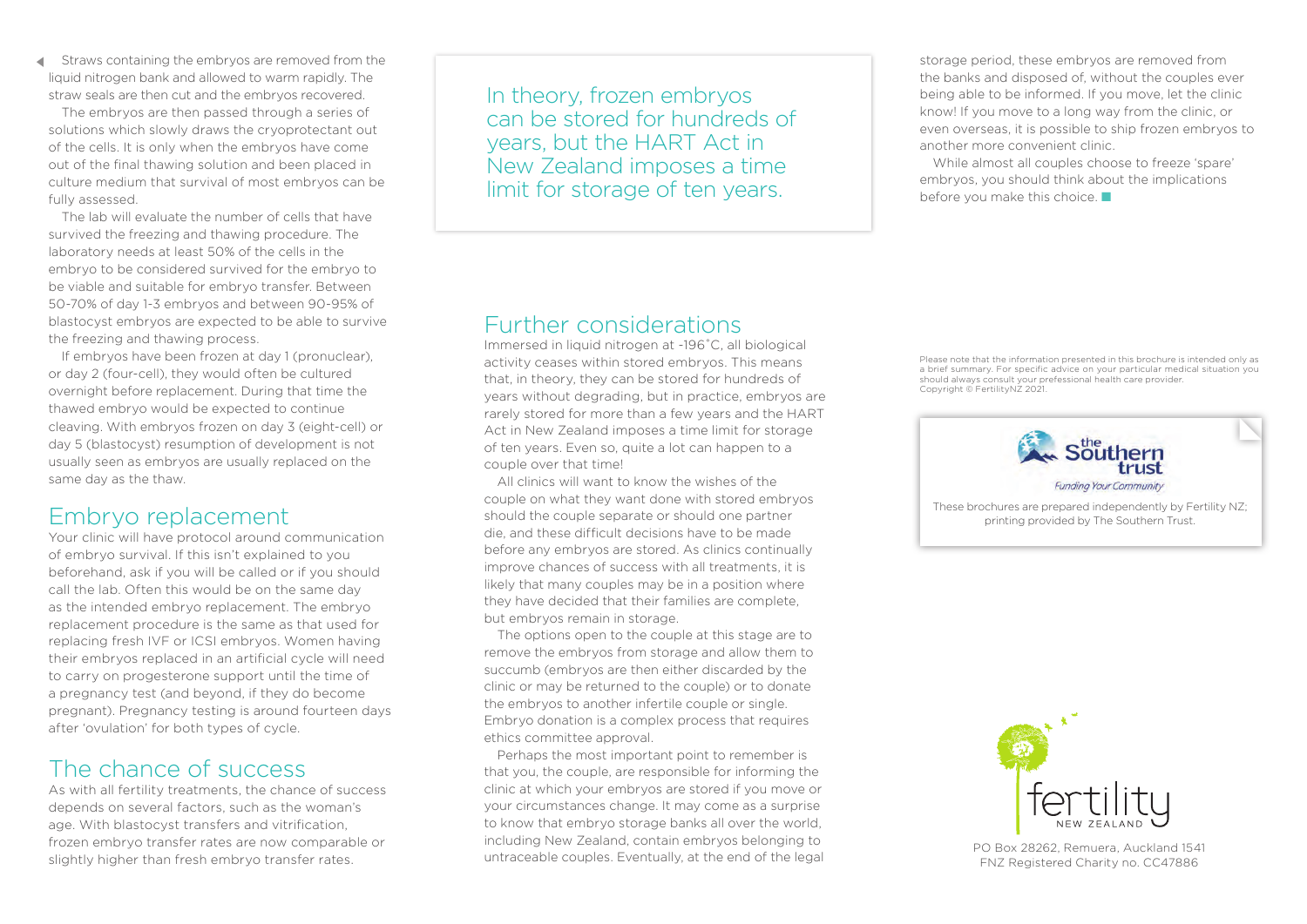Straws containing the embryos are removed from the liquid nitrogen bank and allowed to warm rapidly. The straw seals are then cut and the embryos recovered.

The embryos are then passed through a series of solutions which slowly draws the cryoprotectant out of the cells. It is only when the embryos have come out of the final thawing solution and been placed in culture medium that survival of most embryos can be fully assessed.

The lab will evaluate the number of cells that have survived the freezing and thawing procedure. The laboratory needs at least 50% of the cells in the embryo to be considered survived for the embryo to be viable and suitable for embryo transfer. Between 50-70% of day 1-3 embryos and between 90-95% of blastocyst embryos are expected to be able to survive the freezing and thawing process.

If embryos have been frozen at day 1 (pronuclear), or day 2 (four-cell), they would often be cultured overnight before replacement. During that time the thawed embryo would be expected to continue cleaving. With embryos frozen on day 3 (eight-cell) or day 5 (blastocyst) resumption of development is not usually seen as embryos are usually replaced on the same day as the thaw.

## Embryo replacement

Your clinic will have protocol around communication of embryo survival. If this isn't explained to you beforehand, ask if you will be called or if you should call the lab. Often this would be on the same day as the intended embryo replacement. The embryo replacement procedure is the same as that used for replacing fresh IVF or ICSI embryos. Women having their embryos replaced in an artificial cycle will need to carry on progesterone support until the time of a pregnancy test (and beyond, if they do become pregnant). Pregnancy testing is around fourteen days after 'ovulation' for both types of cycle.

## The chance of success

As with all fertility treatments, the chance of success depends on several factors, such as the woman's age. With blastocyst transfers and vitrification, frozen embryo transfer rates are now comparable or slightly higher than fresh embryo transfer rates.

> In theory, frozen embryos can be stored for hundreds of years, but the HART Act in New Zealand imposes a time limit for storage of ten years.

## Further considerations

Immersed in liquid nitrogen at -196˚C, all biological activity ceases within stored embryos. This means that, in theory, they can be stored for hundreds of years without degrading, but in practice, embryos are rarely stored for more than a few years and the HART Act in New Zealand imposes a time limit for storage of ten years. Even so, quite a lot can happen to a couple over that time!

All clinics will want to know the wishes of the couple on what they want done with stored embryos should the couple separate or should one partner die, and these difficult decisions have to be made before any embryos are stored. As clinics continually improve chances of success with all treatments, it is likely that many couples may be in a position where they have decided that their families are complete, but embryos remain in storage.

The options open to the couple at this stage are to remove the embryos from storage and allow them to succumb (embryos are then either discarded by the clinic or may be returned to the couple) or to donate the embryos to another infertile couple or single. Embryo donation is a complex process that requires ethics committee approval.

Perhaps the most important point to remember is that you, the couple, are responsible for informing the clinic at which your embryos are stored if you move or your circumstances change. It may come as a surprise to know that embryo storage banks all over the world, including New Zealand, contain embryos belonging to untraceable couples. Eventually, at the end of the legal storage period, these embryos are removed from the banks and disposed of, without the couples ever being able to be informed. If you move, let the clinic know! If you move to a long way from the clinic, or even overseas, it is possible to ship frozen embryos to another more convenient clinic.

While almost all couples choose to freeze 'spare' embryos, you should think about the implications before you make this choice.

Please note that the information presented in this brochure is intended only as a brief summary. For specific advice on your particular medical situation you should always consult your professional health care provider. Copyright © FertilityNZ 2021.

the Southern trust
Funding Your Community

These brochures are prepared independently by Fertility NZ; printing provided by The Southern Trust.

fertility NEW ZEALAND

PO Box 28262, Remuera, Auckland 1541
FNZ Registered Charity no. CC47886